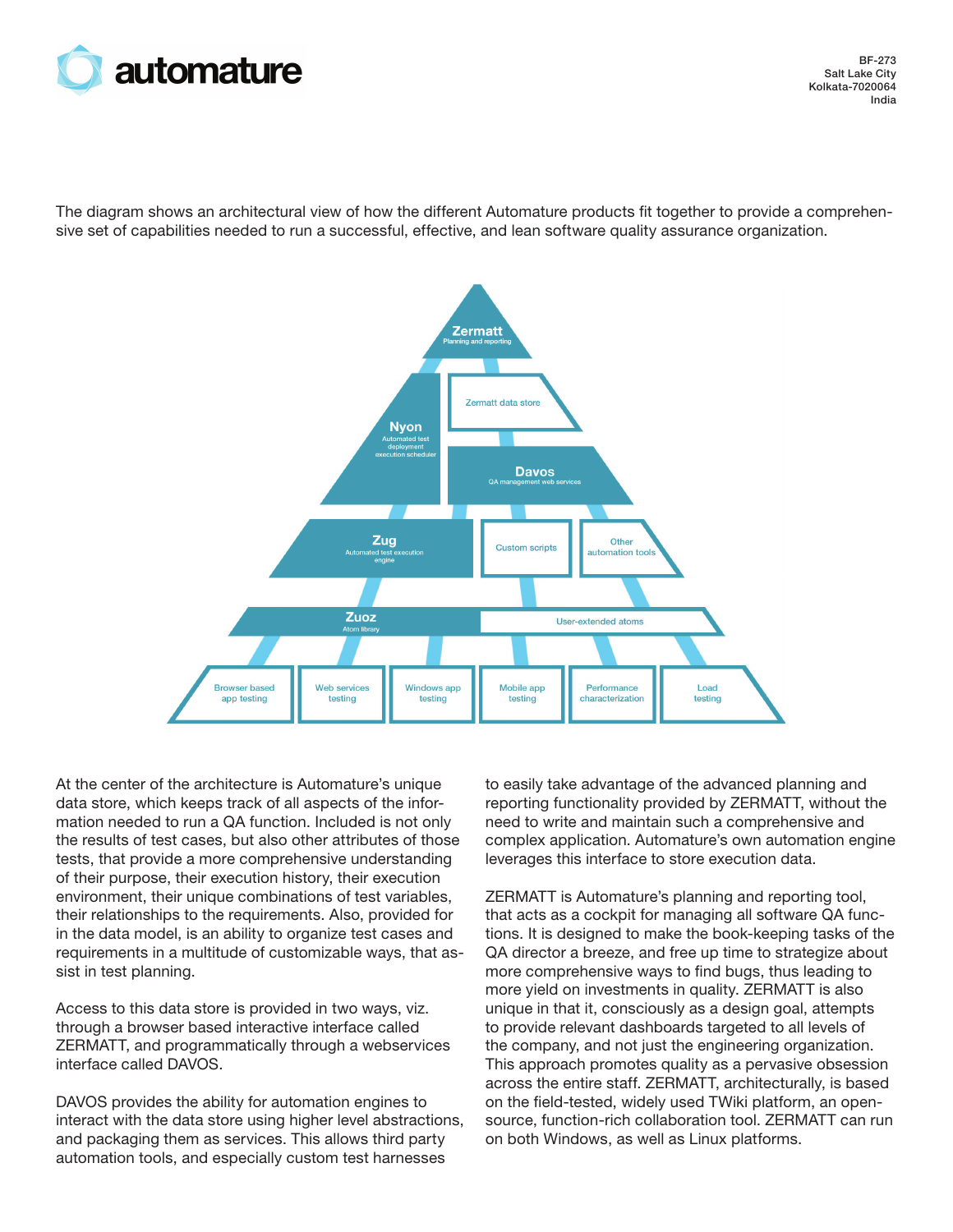**automature**

BF-273
Salt Lake City
Kolkata-7020064
India

The diagram shows an architectural view of how the different Automature products fit together to provide a comprehensive set of capabilities needed to run a successful, effective, and lean software quality assurance organization.

**Zermatt** – Planning and reporting

Zermatt data store

**Nyon** – Automated test deployment execution scheduler

**Davos** – QA management web services

**Zug** – Automated test execution engine

Custom scripts

Other automation tools

**Zuoz** – Atom library

User-extended atoms

Browser based app testing | Web services testing | Windows app testing | Mobile app testing | Performance characterization | Load testing

At the center of the architecture is Automature's unique data store, which keeps track of all aspects of the information needed to run a QA function. Included is not only the results of test cases, but also other attributes of those tests, that provide a more comprehensive understanding of their purpose, their execution history, their execution environment, their unique combinations of test variables, their relationships to the requirements. Also, provided for in the data model, is an ability to organize test cases and requirements in a multitude of customizable ways, that assist in test planning.

Access to this data store is provided in two ways, viz. through a browser based interactive interface called ZERMATT, and programmatically through a webservices interface called DAVOS.

DAVOS provides the ability for automation engines to interact with the data store using higher level abstractions, and packaging them as services. This allows third party automation tools, and especially custom test harnesses to easily take advantage of the advanced planning and reporting functionality provided by ZERMATT, without the need to write and maintain such a comprehensive and complex application. Automature's own automation engine leverages this interface to store execution data.

ZERMATT is Automature's planning and reporting tool, that acts as a cockpit for managing all software QA functions. It is designed to make the book-keeping tasks of the QA director a breeze, and free up time to strategize about more comprehensive ways to find bugs, thus leading to more yield on investments in quality. ZERMATT is also unique in that it, consciously as a design goal, attempts to provide relevant dashboards targeted to all levels of the company, and not just the engineering organization. This approach promotes quality as a pervasive obsession across the entire staff. ZERMATT, architecturally, is based on the field-tested, widely used TWiki platform, an open-source, function-rich collaboration tool. ZERMATT can run on both Windows, as well as Linux platforms.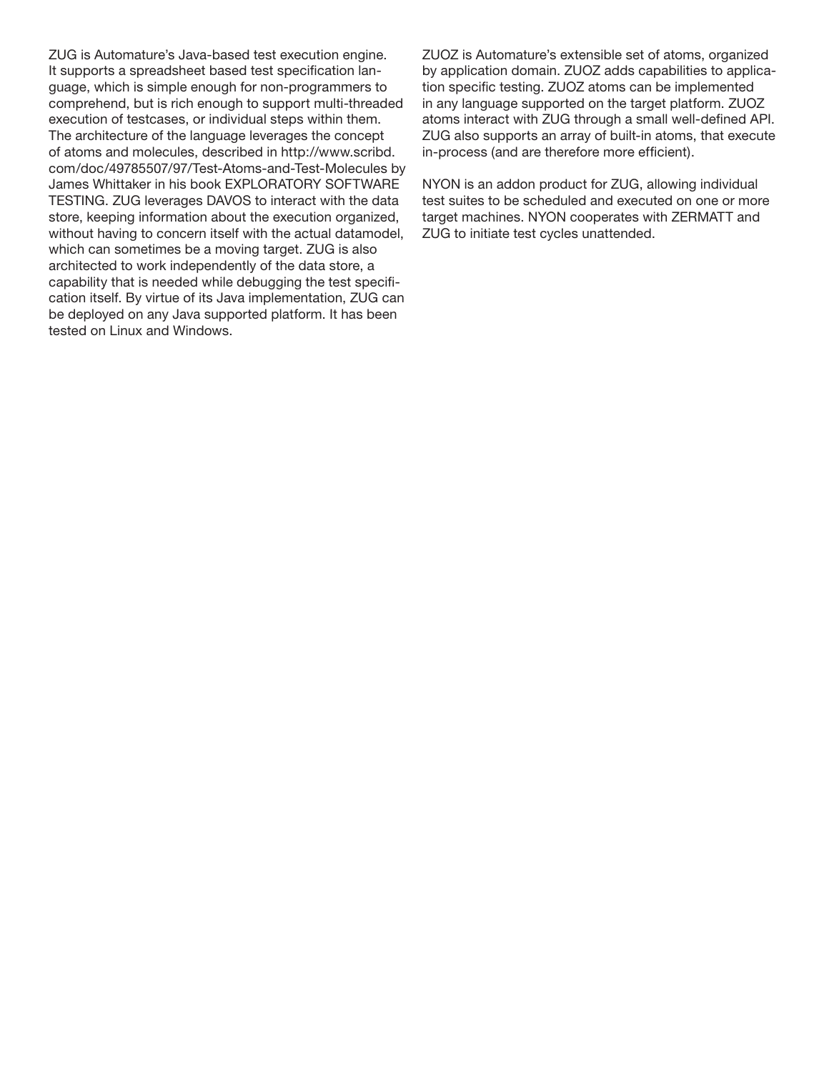ZUG is Automature's Java-based test execution engine. It supports a spreadsheet based test specification language, which is simple enough for non-programmers to comprehend, but is rich enough to support multi-threaded execution of testcases, or individual steps within them. The architecture of the language leverages the concept of atoms and molecules, described in http://www.scribd.com/doc/49785507/97/Test-Atoms-and-Test-Molecules by James Whittaker in his book EXPLORATORY SOFTWARE TESTING. ZUG leverages DAVOS to interact with the data store, keeping information about the execution organized, without having to concern itself with the actual datamodel, which can sometimes be a moving target. ZUG is also architected to work independently of the data store, a capability that is needed while debugging the test specification itself. By virtue of its Java implementation, ZUG can be deployed on any Java supported platform. It has been tested on Linux and Windows.

ZUOZ is Automature's extensible set of atoms, organized by application domain. ZUOZ adds capabilities to application specific testing. ZUOZ atoms can be implemented in any language supported on the target platform. ZUOZ atoms interact with ZUG through a small well-defined API. ZUG also supports an array of built-in atoms, that execute in-process (and are therefore more efficient).

NYON is an addon product for ZUG, allowing individual test suites to be scheduled and executed on one or more target machines. NYON cooperates with ZERMATT and ZUG to initiate test cycles unattended.